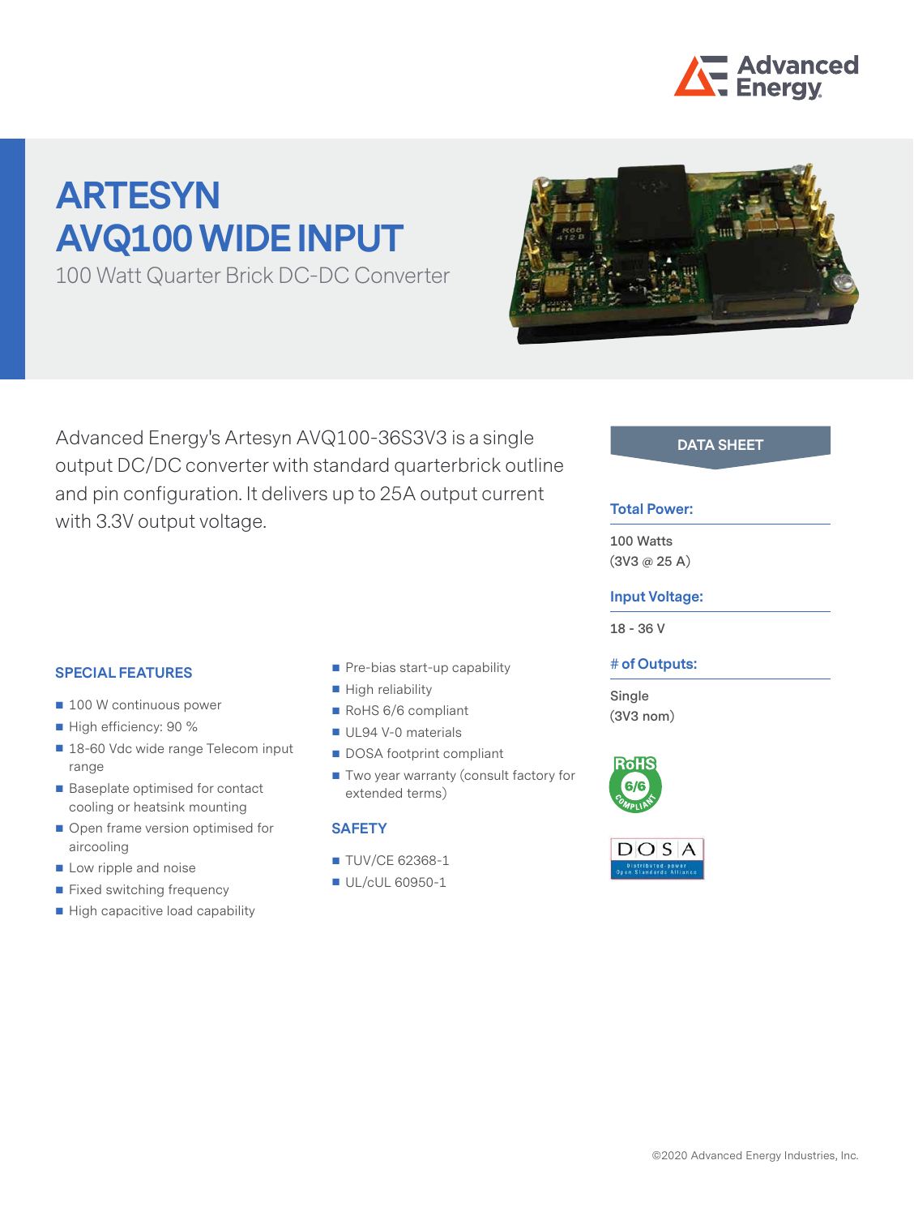# ARTESYN AVQ100 WIDE INPUT

100 Watt Quarter Brick DC-DC Converter

Advanced Energy's Artesyn AVQ100-36S3V3 is a single output DC/DC converter with standard quarterbrick outline and pin configuration. It delivers up to 25A output current with 3.3V output voltage.

## SPECIAL FEATURES

- 100 W continuous power
- High efficiency: 90 %
- 18-60 Vdc wide range Telecom input range
- Baseplate optimised for contact cooling or heatsink mounting
- Open frame version optimised for aircooling
- Low ripple and noise
- Fixed switching frequency
- High capacitive load capability
- Pre-bias start-up capability
- High reliability
- RoHS 6/6 compliant
- UL94 V-0 materials
- DOSA footprint compliant
- Two year warranty (consult factory for extended terms)

## SAFETY

- TUV/CE 62368-1
- UL/cUL 60950-1

## DATA SHEET

**Total Power:**

100 Watts
(3V3 @ 25 A)

**Input Voltage:**

18 - 36 V

**# of Outputs:**

Single
(3V3 nom)

©2020 Advanced Energy Industries, Inc.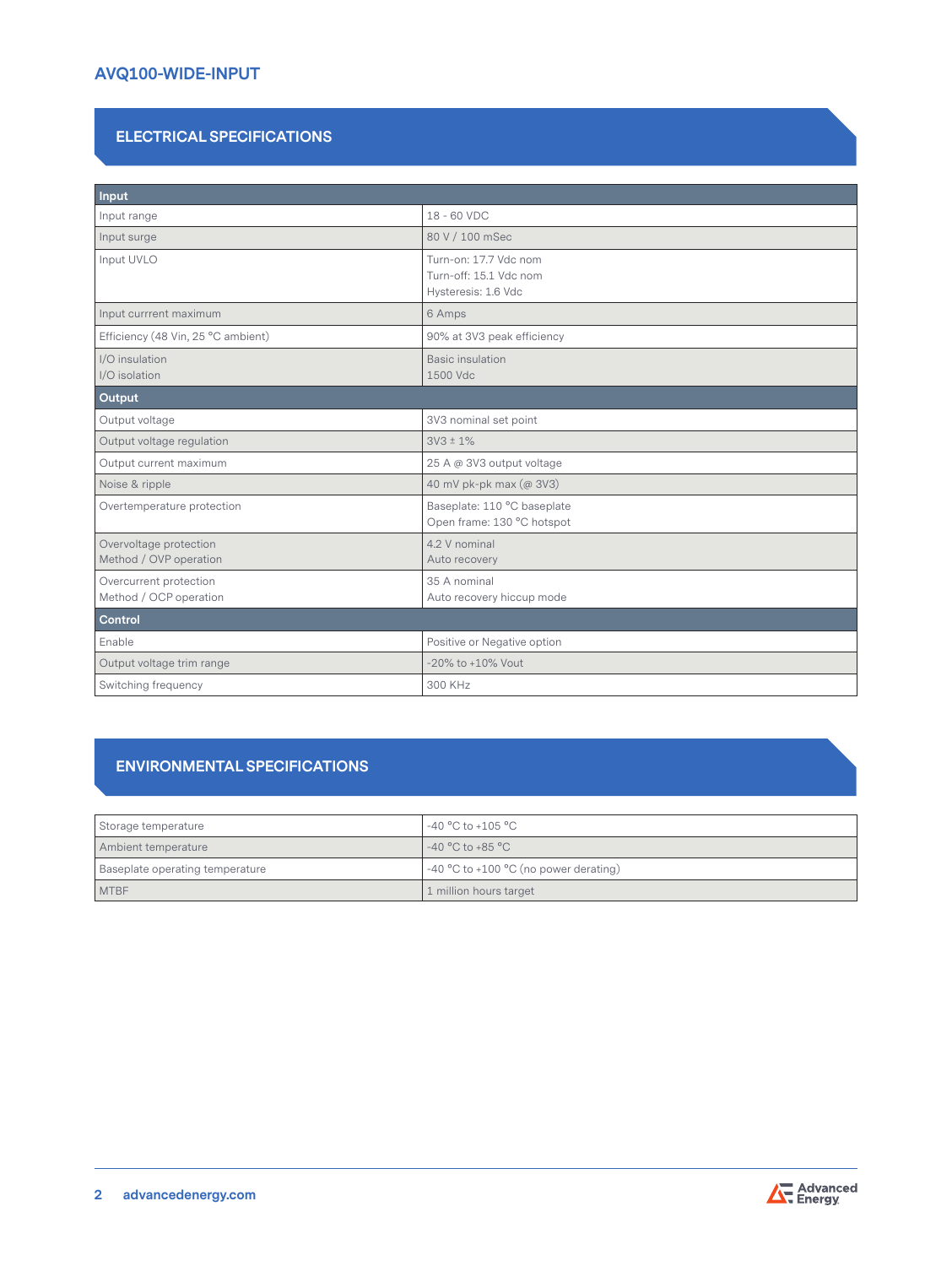## ELECTRICAL SPECIFICATIONS

| Input | |
|---|---|
| Input range | 18 - 60 VDC |
| Input surge | 80 V / 100 mSec |
| Input UVLO | Turn-on: 17.7 Vdc nom<br>Turn-off: 15.1 Vdc nom<br>Hysteresis: 1.6 Vdc |
| Input currrent maximum | 6 Amps |
| Efficiency (48 Vin, 25 °C ambient) | 90% at 3V3 peak efficiency |
| I/O insulation<br>I/O isolation | Basic insulation<br>1500 Vdc |
| **Output** | |
| Output voltage | 3V3 nominal set point |
| Output voltage regulation | 3V3 ± 1% |
| Output current maximum | 25 A @ 3V3 output voltage |
| Noise & ripple | 40 mV pk-pk max (@ 3V3) |
| Overtemperature protection | Baseplate: 110 °C baseplate<br>Open frame: 130 °C hotspot |
| Overvoltage protection<br>Method / OVP operation | 4.2 V nominal<br>Auto recovery |
| Overcurrent protection<br>Method / OCP operation | 35 A nominal<br>Auto recovery hiccup mode |
| **Control** | |
| Enable | Positive or Negative option |
| Output voltage trim range | -20% to +10% Vout |
| Switching frequency | 300 KHz |

## ENVIRONMENTAL SPECIFICATIONS

| | |
|---|---|
| Storage temperature | -40 °C to +105 °C |
| Ambient temperature | -40 °C to +85 °C |
| Baseplate operating temperature | -40 °C to +100 °C (no power derating) |
| MTBF | 1 million hours target |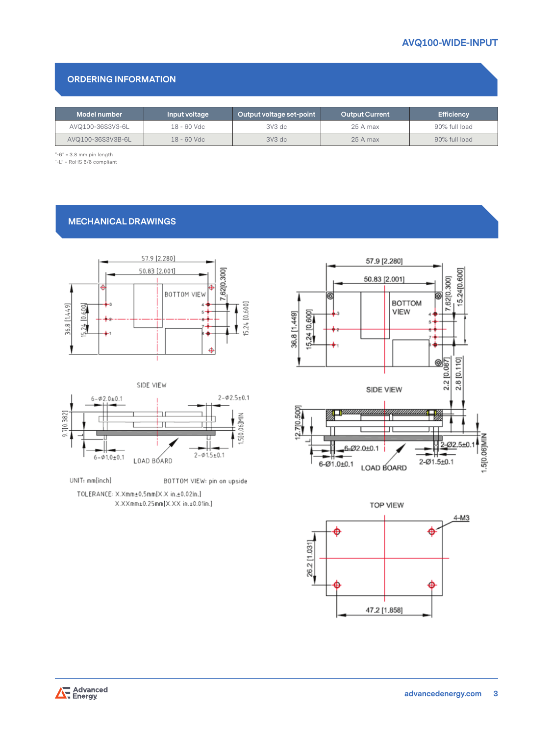## ORDERING INFORMATION

| Model number | Input voltage | Output voltage set-point | Output Current | Efficiency |
|---|---|---|---|---|
| AVQ100-36S3V3-6L | 18 - 60 Vdc | 3V3 dc | 25 A max | 90% full load |
| AVQ100-36S3V3B-6L | 18 - 60 Vdc | 3V3 dc | 25 A max | 90% full load |

"-6" = 3.8 mm pin length
"-L" = RoHS 6/6 compliant

## MECHANICAL DRAWINGS

UNIT: mm[inch]

BOTTOM VIEW: pin on upside

TOLERANCE: X.Xmm±0.5mm[X.X in.±0.02in.]
X.XXmm±0.25mm[X.XX in.±0.01in.]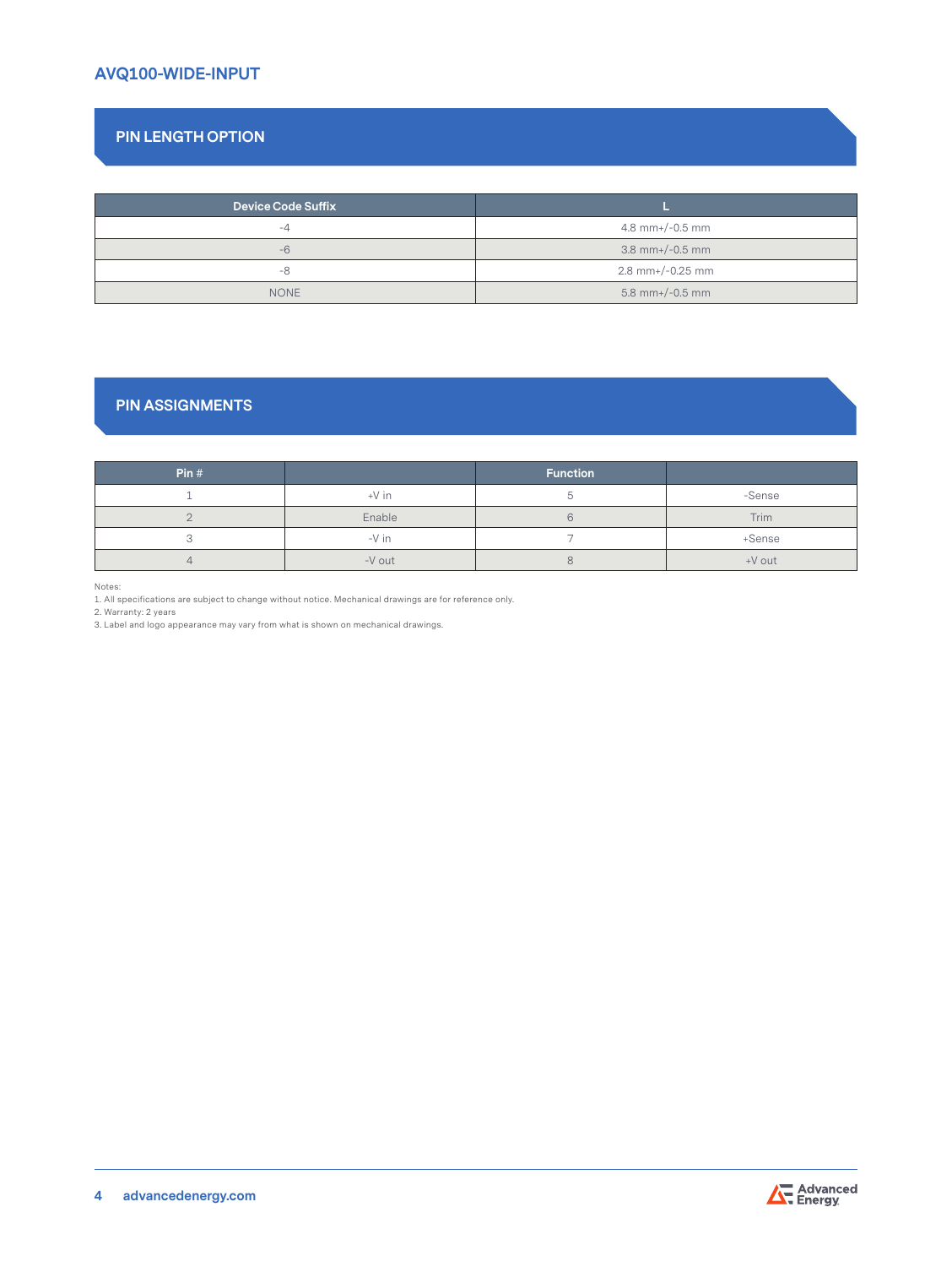## PIN LENGTH OPTION

| Device Code Suffix | L |
|---|---|
| -4 | 4.8 mm+/-0.5 mm |
| -6 | 3.8 mm+/-0.5 mm |
| -8 | 2.8 mm+/-0.25 mm |
| NONE | 5.8 mm+/-0.5 mm |

## PIN ASSIGNMENTS

| Pin # | | Function | |
|---|---|---|---|
| 1 | +V in | 5 | -Sense |
| 2 | Enable | 6 | Trim |
| 3 | -V in | 7 | +Sense |
| 4 | -V out | 8 | +V out |

Notes:
1. All specifications are subject to change without notice. Mechanical drawings are for reference only.
2. Warranty: 2 years
3. Label and logo appearance may vary from what is shown on mechanical drawings.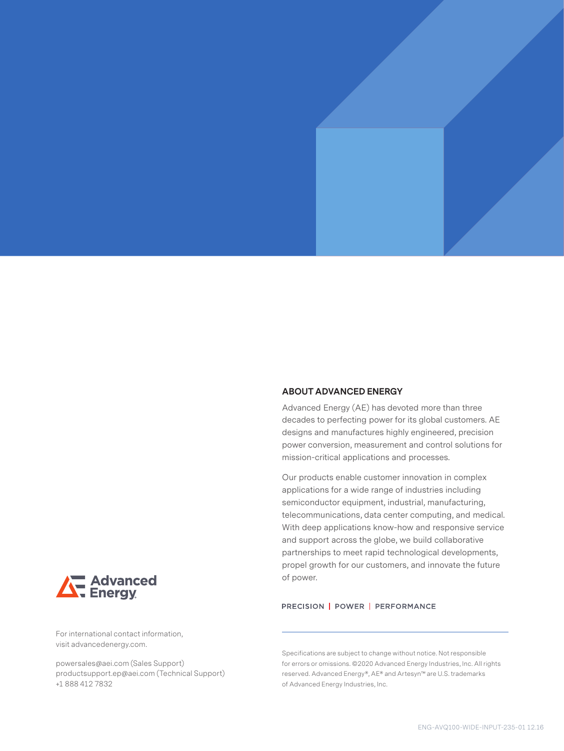## ABOUT ADVANCED ENERGY

Advanced Energy (AE) has devoted more than three decades to perfecting power for its global customers. AE designs and manufactures highly engineered, precision power conversion, measurement and control solutions for mission-critical applications and processes.

Our products enable customer innovation in complex applications for a wide range of industries including semiconductor equipment, industrial, manufacturing, telecommunications, data center computing, and medical. With deep applications know-how and responsive service and support across the globe, we build collaborative partnerships to meet rapid technological developments, propel growth for our customers, and innovate the future of power.

PRECISION | POWER | PERFORMANCE

Advanced Energy

For international contact information, visit advancedenergy.com.

powersales@aei.com (Sales Support)
productsupport.ep@aei.com (Technical Support)
+1 888 412 7832

Specifications are subject to change without notice. Not responsible for errors or omissions. ©2020 Advanced Energy Industries, Inc. All rights reserved. Advanced Energy®, AE® and Artesyn™ are U.S. trademarks of Advanced Energy Industries, Inc.

ENG-AVQ100-WIDE-INPUT-235-01 12.16